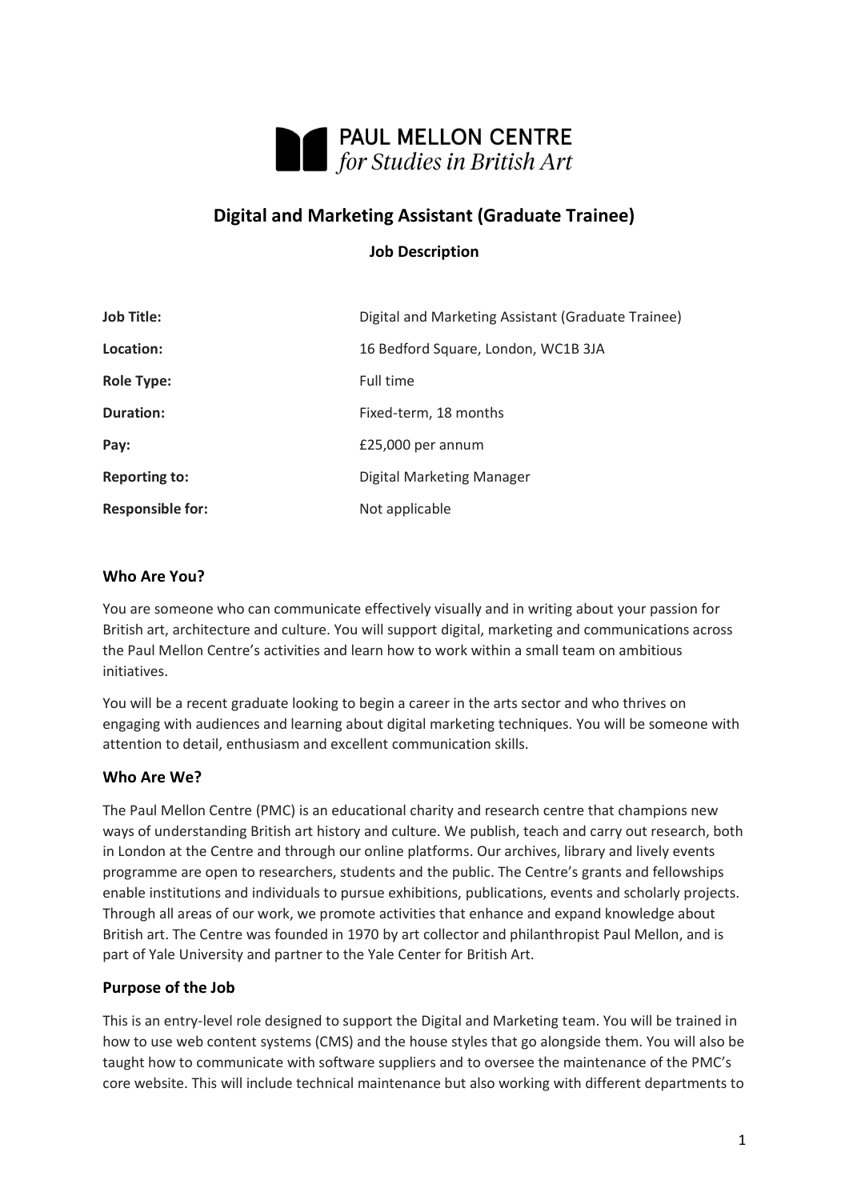PAUL MELLON CENTRE
*for Studies in British Art*

# Digital and Marketing Assistant (Graduate Trainee)

**Job Description**

| | |
|---|---|
| **Job Title:** | Digital and Marketing Assistant (Graduate Trainee) |
| **Location:** | 16 Bedford Square, London, WC1B 3JA |
| **Role Type:** | Full time |
| **Duration:** | Fixed-term, 18 months |
| **Pay:** | £25,000 per annum |
| **Reporting to:** | Digital Marketing Manager |
| **Responsible for:** | Not applicable |

## Who Are You?

You are someone who can communicate effectively visually and in writing about your passion for British art, architecture and culture. You will support digital, marketing and communications across the Paul Mellon Centre's activities and learn how to work within a small team on ambitious initiatives.

You will be a recent graduate looking to begin a career in the arts sector and who thrives on engaging with audiences and learning about digital marketing techniques. You will be someone with attention to detail, enthusiasm and excellent communication skills.

## Who Are We?

The Paul Mellon Centre (PMC) is an educational charity and research centre that champions new ways of understanding British art history and culture. We publish, teach and carry out research, both in London at the Centre and through our online platforms. Our archives, library and lively events programme are open to researchers, students and the public. The Centre's grants and fellowships enable institutions and individuals to pursue exhibitions, publications, events and scholarly projects. Through all areas of our work, we promote activities that enhance and expand knowledge about British art. The Centre was founded in 1970 by art collector and philanthropist Paul Mellon, and is part of Yale University and partner to the Yale Center for British Art.

## Purpose of the Job

This is an entry-level role designed to support the Digital and Marketing team. You will be trained in how to use web content systems (CMS) and the house styles that go alongside them. You will also be taught how to communicate with software suppliers and to oversee the maintenance of the PMC's core website. This will include technical maintenance but also working with different departments to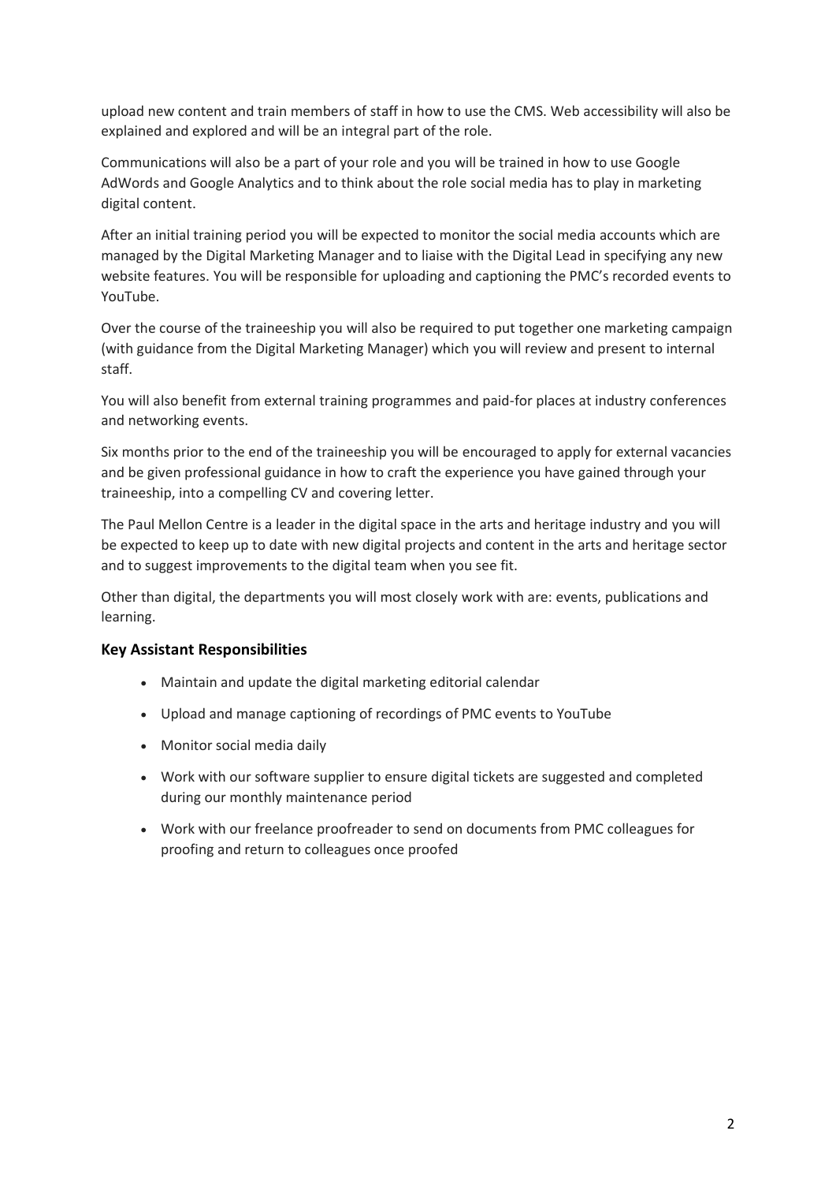upload new content and train members of staff in how to use the CMS. Web accessibility will also be explained and explored and will be an integral part of the role.

Communications will also be a part of your role and you will be trained in how to use Google AdWords and Google Analytics and to think about the role social media has to play in marketing digital content.

After an initial training period you will be expected to monitor the social media accounts which are managed by the Digital Marketing Manager and to liaise with the Digital Lead in specifying any new website features. You will be responsible for uploading and captioning the PMC's recorded events to YouTube.

Over the course of the traineeship you will also be required to put together one marketing campaign (with guidance from the Digital Marketing Manager) which you will review and present to internal staff.

You will also benefit from external training programmes and paid-for places at industry conferences and networking events.

Six months prior to the end of the traineeship you will be encouraged to apply for external vacancies and be given professional guidance in how to craft the experience you have gained through your traineeship, into a compelling CV and covering letter.

The Paul Mellon Centre is a leader in the digital space in the arts and heritage industry and you will be expected to keep up to date with new digital projects and content in the arts and heritage sector and to suggest improvements to the digital team when you see fit.

Other than digital, the departments you will most closely work with are: events, publications and learning.

### Key Assistant Responsibilities

- Maintain and update the digital marketing editorial calendar
- Upload and manage captioning of recordings of PMC events to YouTube
- Monitor social media daily
- Work with our software supplier to ensure digital tickets are suggested and completed during our monthly maintenance period
- Work with our freelance proofreader to send on documents from PMC colleagues for proofing and return to colleagues once proofed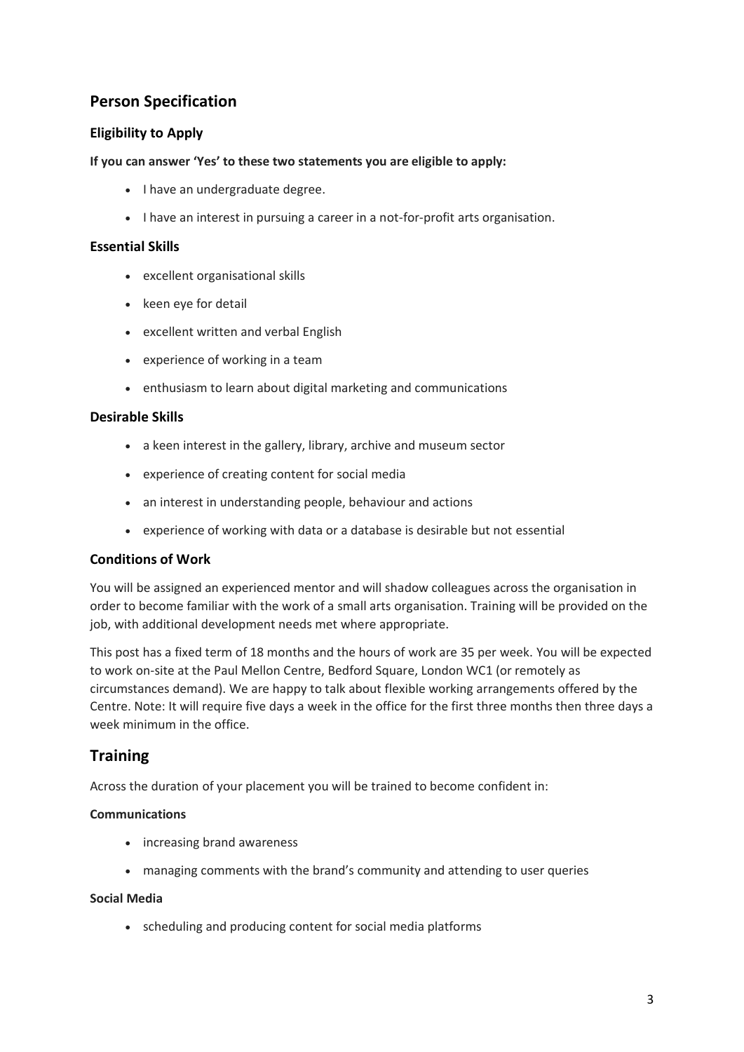## Person Specification

### Eligibility to Apply

**If you can answer 'Yes' to these two statements you are eligible to apply:**

- I have an undergraduate degree.
- I have an interest in pursuing a career in a not-for-profit arts organisation.

### Essential Skills

- excellent organisational skills
- keen eye for detail
- excellent written and verbal English
- experience of working in a team
- enthusiasm to learn about digital marketing and communications

### Desirable Skills

- a keen interest in the gallery, library, archive and museum sector
- experience of creating content for social media
- an interest in understanding people, behaviour and actions
- experience of working with data or a database is desirable but not essential

### Conditions of Work

You will be assigned an experienced mentor and will shadow colleagues across the organisation in order to become familiar with the work of a small arts organisation. Training will be provided on the job, with additional development needs met where appropriate.

This post has a fixed term of 18 months and the hours of work are 35 per week. You will be expected to work on-site at the Paul Mellon Centre, Bedford Square, London WC1 (or remotely as circumstances demand). We are happy to talk about flexible working arrangements offered by the Centre. Note: It will require five days a week in the office for the first three months then three days a week minimum in the office.

## Training

Across the duration of your placement you will be trained to become confident in:

**Communications**

- increasing brand awareness
- managing comments with the brand's community and attending to user queries

**Social Media**

- scheduling and producing content for social media platforms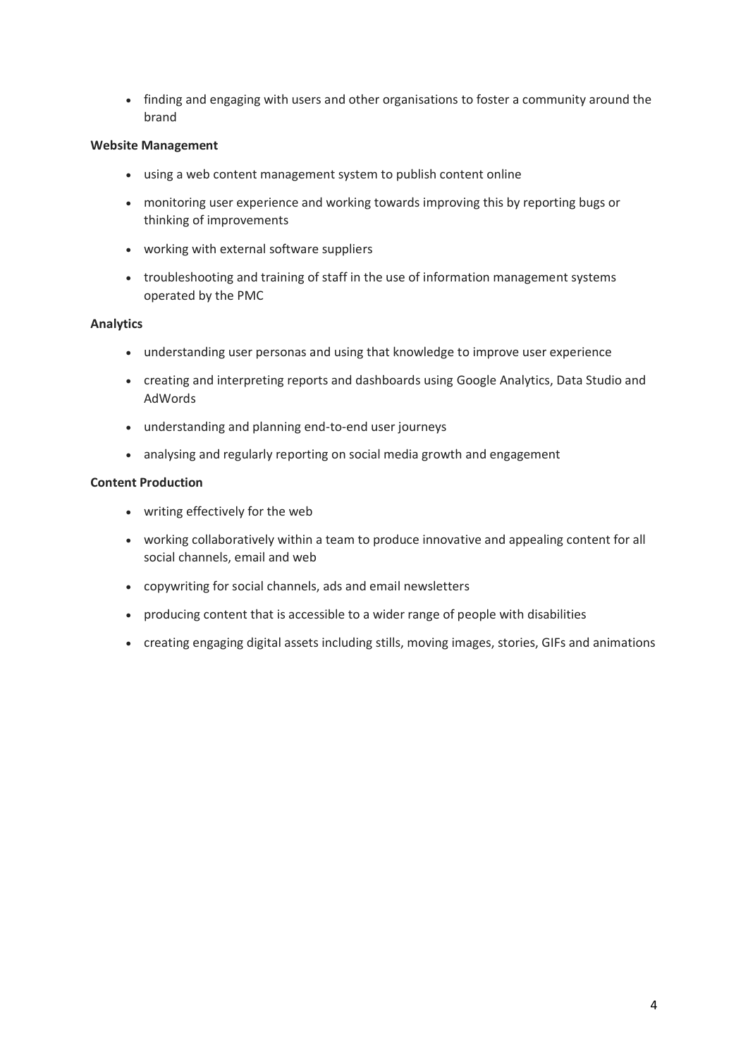- finding and engaging with users and other organisations to foster a community around the brand

**Website Management**

- using a web content management system to publish content online
- monitoring user experience and working towards improving this by reporting bugs or thinking of improvements
- working with external software suppliers
- troubleshooting and training of staff in the use of information management systems operated by the PMC

**Analytics**

- understanding user personas and using that knowledge to improve user experience
- creating and interpreting reports and dashboards using Google Analytics, Data Studio and AdWords
- understanding and planning end-to-end user journeys
- analysing and regularly reporting on social media growth and engagement

**Content Production**

- writing effectively for the web
- working collaboratively within a team to produce innovative and appealing content for all social channels, email and web
- copywriting for social channels, ads and email newsletters
- producing content that is accessible to a wider range of people with disabilities
- creating engaging digital assets including stills, moving images, stories, GIFs and animations